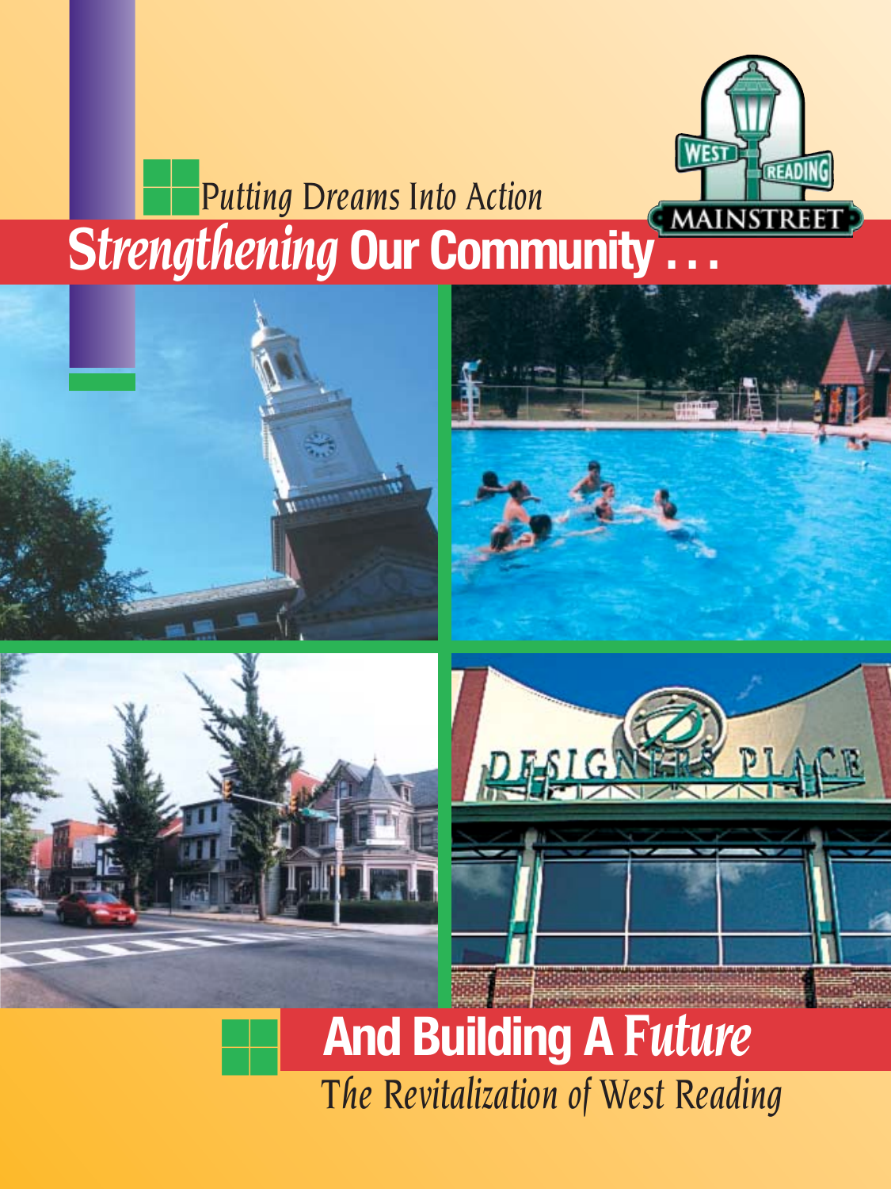*Putting Dreams Into Action*

# *Strengthening* Our Community . . .

WEST READING MAINSTREET

# And Building A *Future*

*The Revitalization of West Reading*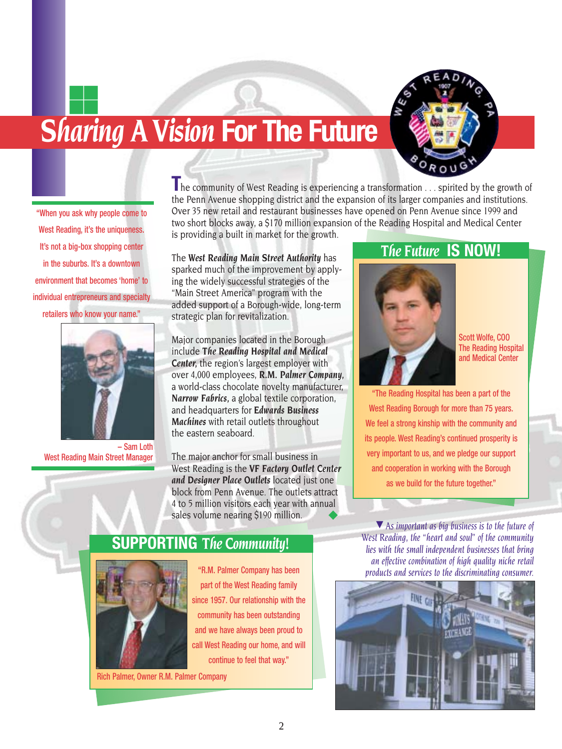# *Sharing A Vision* For The Future

"When you ask why people come to West Reading, it's the uniqueness. It's not a big-box shopping center in the suburbs. It's a downtown environment that becomes 'home' to individual entrepreneurs and specialty retailers who know your name."

– Sam Loth
West Reading Main Street Manager

The community of West Reading is experiencing a transformation . . . spirited by the growth of the Penn Avenue shopping district and the expansion of its larger companies and institutions. Over 35 new retail and restaurant businesses have opened on Penn Avenue since 1999 and two short blocks away, a $170 million expansion of the Reading Hospital and Medical Center is providing a built in market for the growth.

The ***West Reading Main Street Authority*** has sparked much of the improvement by applying the widely successful strategies of the "Main Street America" program with the added support of a Borough-wide, long-term strategic plan for revitalization.

Major companies located in the Borough include ***The Reading Hospital and Medical Center***, the region's largest employer with over 4,000 employees, ***R.M. Palmer Company***, a world-class chocolate novelty manufacturer, ***Narrow Fabrics***, a global textile corporation, and headquarters for ***Edwards Business Machines*** with retail outlets throughout the eastern seaboard.

The major anchor for small business in West Reading is the ***VF Factory Outlet Center and Designer Place Outlets*** located just one block from Penn Avenue. The outlets attract 4 to 5 million visitors each year with annual sales volume nearing $190 million.

## *The Future* IS NOW!

Scott Wolfe, COO
The Reading Hospital and Medical Center

"The Reading Hospital has been a part of the West Reading Borough for more than 75 years. We feel a strong kinship with the community and its people. West Reading's continued prosperity is very important to us, and we pledge our support and cooperation in working with the Borough as we build for the future together."

## SUPPORTING *The Community*!

"R.M. Palmer Company has been part of the West Reading family since 1957. Our relationship with the community has been outstanding and we have always been proud to call West Reading our home, and will continue to feel that way."

Rich Palmer, Owner R.M. Palmer Company

*As important as big business is to the future of West Reading, the "heart and soul" of the community lies with the small independent businesses that bring an effective combination of high quality niche retail products and services to the discriminating consumer.*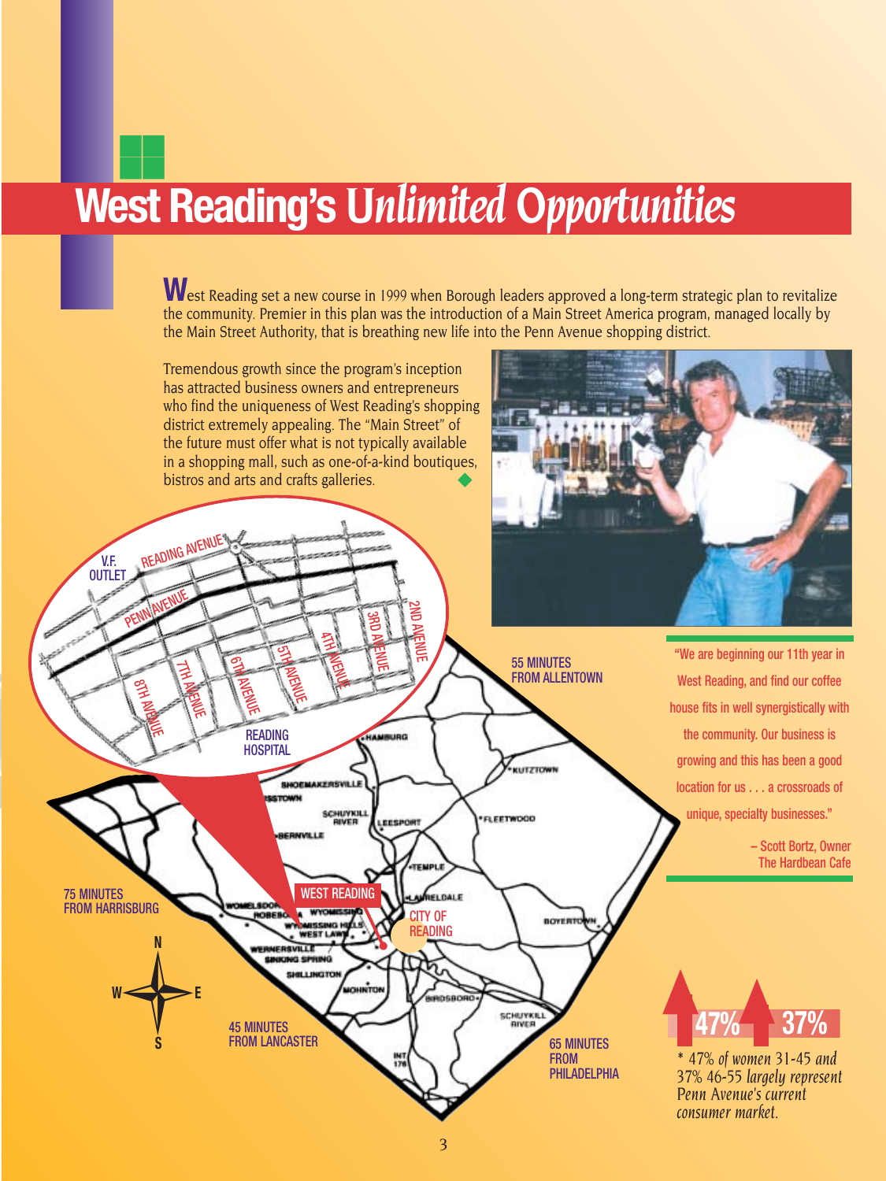# West Reading's *Unlimited Opportunities*

West Reading set a new course in 1999 when Borough leaders approved a long-term strategic plan to revitalize the community. Premier in this plan was the introduction of a Main Street America program, managed locally by the Main Street Authority, that is breathing new life into the Penn Avenue shopping district.

Tremendous growth since the program's inception has attracted business owners and entrepreneurs who find the uniqueness of West Reading's shopping district extremely appealing. The "Main Street" of the future must offer what is not typically available in a shopping mall, such as one-of-a-kind boutiques, bistros and arts and crafts galleries.

"We are beginning our 11th year in West Reading, and find our coffee house fits in well synergistically with the community. Our business is growing and this has been a good location for us . . . a crossroads of unique, specialty businesses."

– Scott Bortz, Owner
The Hardbean Cafe

55 MINUTES FROM ALLENTOWN

75 MINUTES FROM HARRISBURG

45 MINUTES FROM LANCASTER

65 MINUTES FROM PHILADELPHIA

47% 37%

*\* 47% of women 31-45 and 37% 46-55 largely represent Penn Avenue's current consumer market.*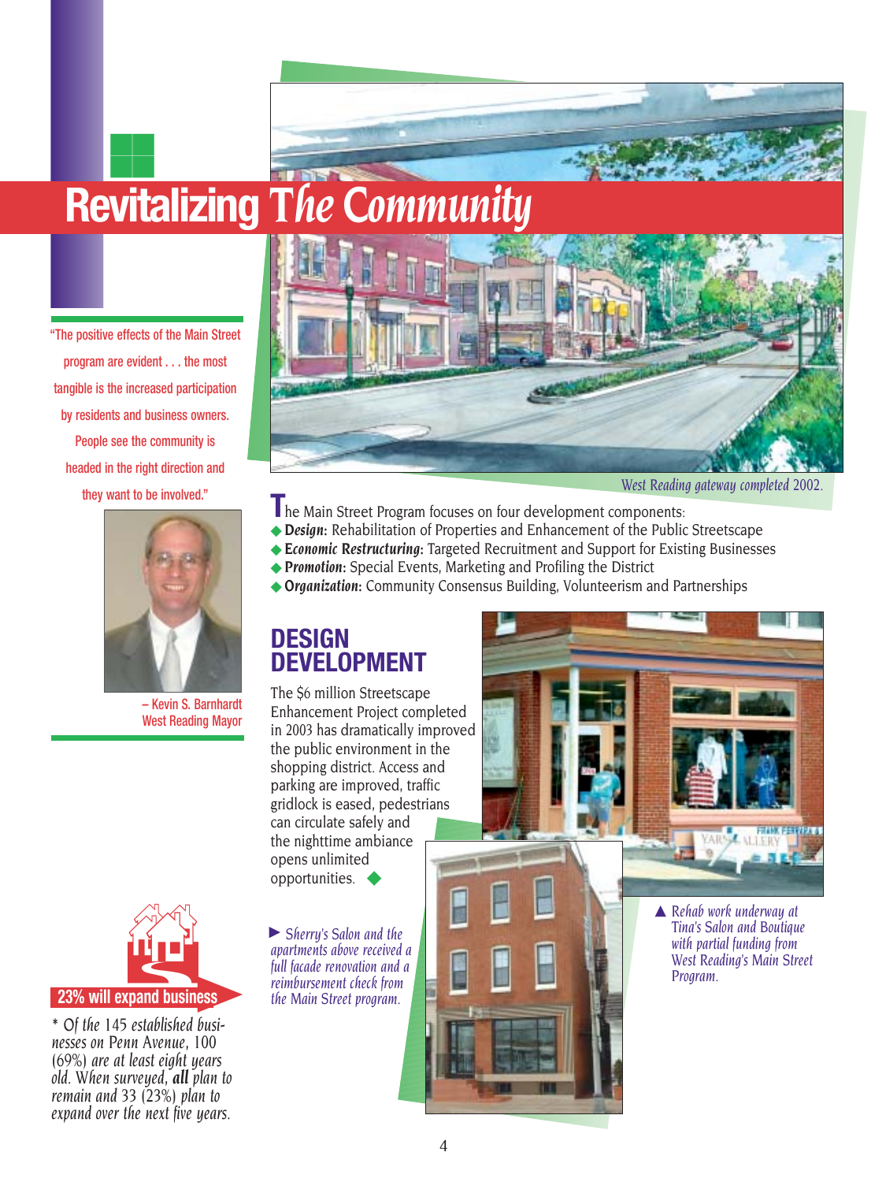# Revitalizing *The Community*

"The positive effects of the Main Street program are evident . . . the most tangible is the increased participation by residents and business owners. People see the community is headed in the right direction and they want to be involved."

– Kevin S. Barnhardt
West Reading Mayor

*West Reading gateway completed 2002.*

The Main Street Program focuses on four development components:

- ***Design:*** Rehabilitation of Properties and Enhancement of the Public Streetscape
- ***Economic Restructuring:*** Targeted Recruitment and Support for Existing Businesses
- ***Promotion:*** Special Events, Marketing and Profiling the District
- ***Organization:*** Community Consensus Building, Volunteerism and Partnerships

## DESIGN DEVELOPMENT

The $6 million Streetscape Enhancement Project completed in 2003 has dramatically improved the public environment in the shopping district. Access and parking are improved, traffic gridlock is eased, pedestrians can circulate safely and the nighttime ambiance opens unlimited opportunities. ◆

*▶ Sherry's Salon and the apartments above received a full facade renovation and a reimbursement check from the Main Street program.*

*▲ Rehab work underway at Tina's Salon and Boutique with partial funding from West Reading's Main Street Program.*

**23% will expand business**

*\* Of the 145 established businesses on Penn Avenue, 100 (69%) are at least eight years old. When surveyed, **all** plan to remain and 33 (23%) plan to expand over the next five years.*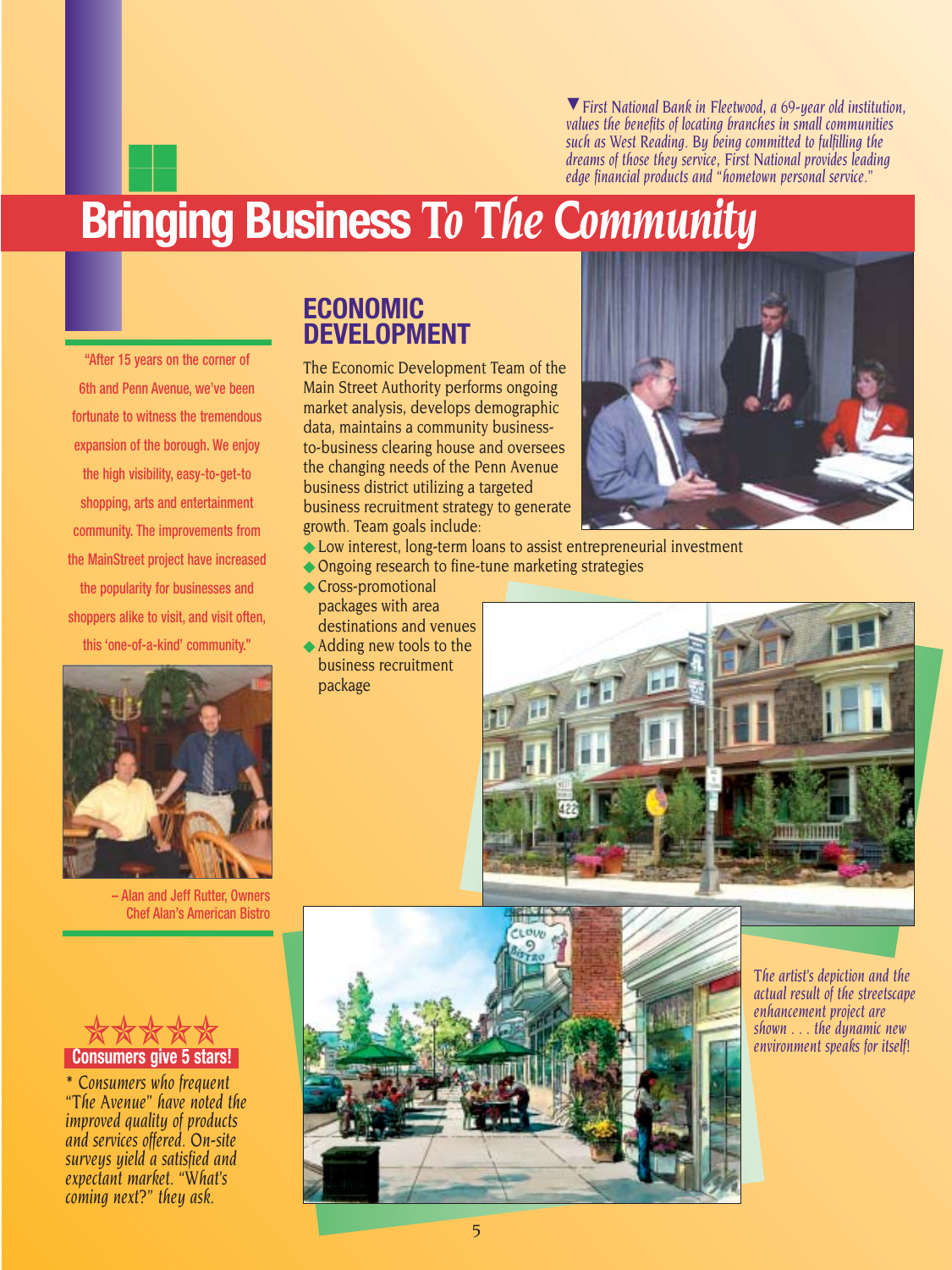▼*First National Bank in Fleetwood, a 69-year old institution, values the benefits of locating branches in small communities such as West Reading. By being committed to fulfilling the dreams of those they service, First National provides leading edge financial products and "hometown personal service."*

# Bringing Business *To The Community*

"After 15 years on the corner of 6th and Penn Avenue, we've been fortunate to witness the tremendous expansion of the borough. We enjoy the high visibility, easy-to-get-to shopping, arts and entertainment community. The improvements from the MainStreet project have increased the popularity for businesses and shoppers alike to visit, and visit often, this 'one-of-a-kind' community."

– Alan and Jeff Rutter, Owners
Chef Alan's American Bistro

## ECONOMIC DEVELOPMENT

The Economic Development Team of the Main Street Authority performs ongoing market analysis, develops demographic data, maintains a community business-to-business clearing house and oversees the changing needs of the Penn Avenue business district utilizing a targeted business recruitment strategy to generate growth. Team goals include:

- Low interest, long-term loans to assist entrepreneurial investment
- Ongoing research to fine-tune marketing strategies
- Cross-promotional packages with area destinations and venues
- Adding new tools to the business recruitment package

*The artist's depiction and the actual result of the streetscape enhancement project are shown . . . the dynamic new environment speaks for itself!*

★★★★★
**Consumers give 5 stars!**

*\* Consumers who frequent "The Avenue" have noted the improved quality of products and services offered. On-site surveys yield a satisfied and expectant market. "What's coming next?" they ask.*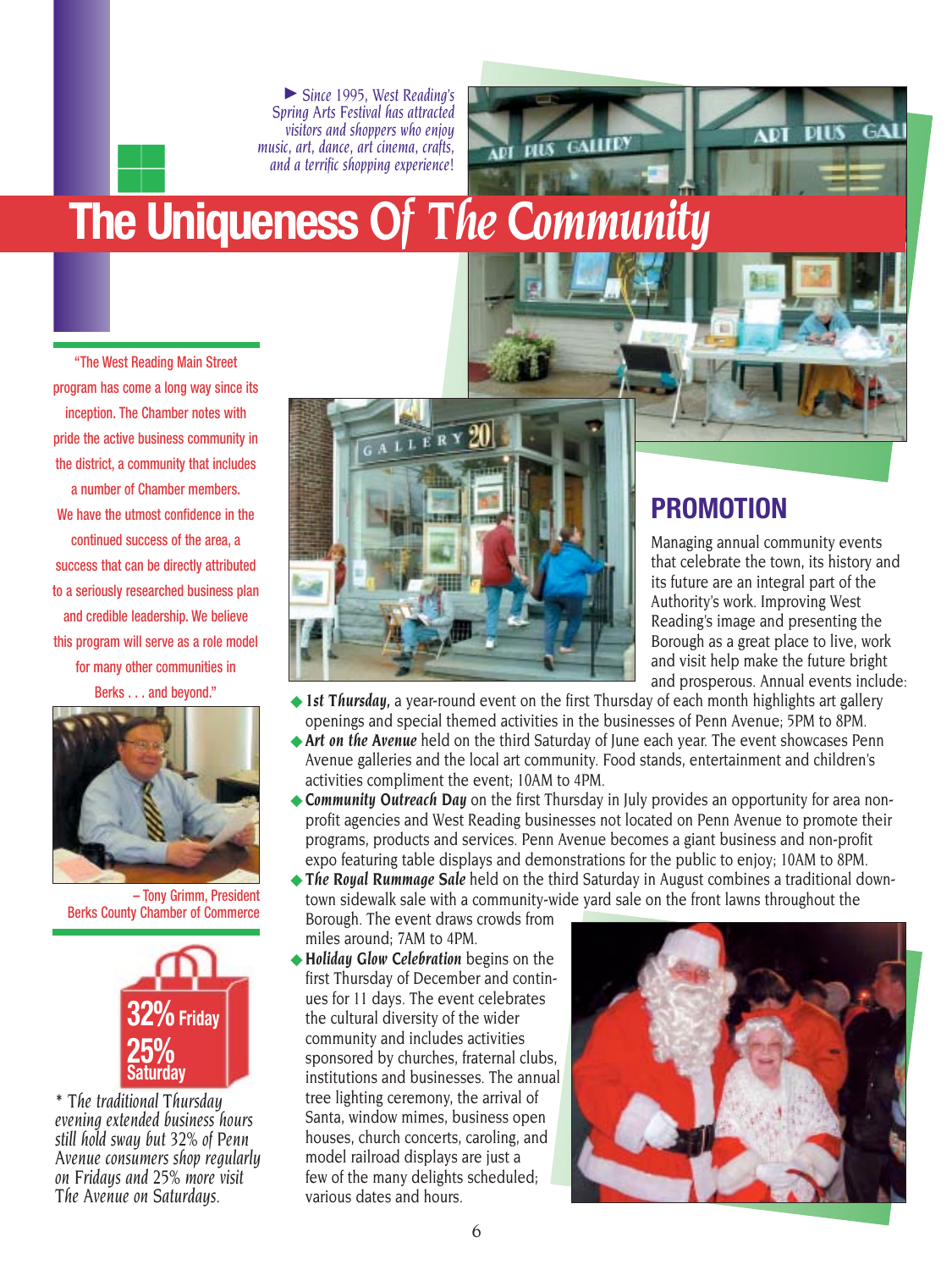► *Since 1995, West Reading's Spring Arts Festival has attracted visitors and shoppers who enjoy music, art, dance, art cinema, crafts, and a terrific shopping experience!*

# The Uniqueness Of *The Community*

"The West Reading Main Street program has come a long way since its inception. The Chamber notes with pride the active business community in the district, a community that includes a number of Chamber members. We have the utmost confidence in the continued success of the area, a success that can be directly attributed to a seriously researched business plan and credible leadership. We believe this program will serve as a role model for many other communities in Berks . . . and beyond."

– Tony Grimm, President
Berks County Chamber of Commerce

32% Friday
25% Saturday

* *The traditional Thursday evening extended business hours still hold sway but 32% of Penn Avenue consumers shop regularly on Fridays and 25% more visit The Avenue on Saturdays.*

## PROMOTION

Managing annual community events that celebrate the town, its history and its future are an integral part of the Authority's work. Improving West Reading's image and presenting the Borough as a great place to live, work and visit help make the future bright and prosperous. Annual events include:

- ***1st Thursday,*** a year-round event on the first Thursday of each month highlights art gallery openings and special themed activities in the businesses of Penn Avenue; 5PM to 8PM.
- ***Art on the Avenue*** held on the third Saturday of June each year. The event showcases Penn Avenue galleries and the local art community. Food stands, entertainment and children's activities compliment the event; 10AM to 4PM.
- ***Community Outreach Day*** on the first Thursday in July provides an opportunity for area non-profit agencies and West Reading businesses not located on Penn Avenue to promote their programs, products and services. Penn Avenue becomes a giant business and non-profit expo featuring table displays and demonstrations for the public to enjoy; 10AM to 8PM.
- ***The Royal Rummage Sale*** held on the third Saturday in August combines a traditional downtown sidewalk sale with a community-wide yard sale on the front lawns throughout the Borough. The event draws crowds from miles around; 7AM to 4PM.
- ***Holiday Glow Celebration*** begins on the first Thursday of December and continues for 11 days. The event celebrates the cultural diversity of the wider community and includes activities sponsored by churches, fraternal clubs, institutions and businesses. The annual tree lighting ceremony, the arrival of Santa, window mimes, business open houses, church concerts, caroling, and model railroad displays are just a few of the many delights scheduled; various dates and hours.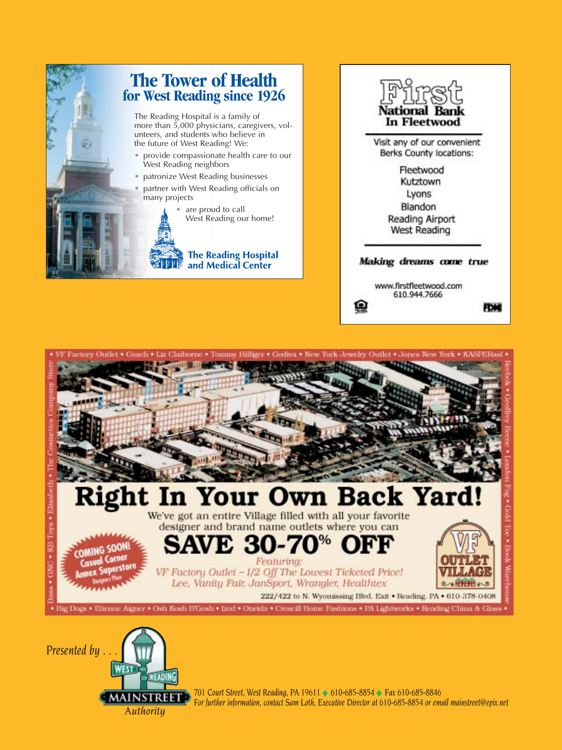## The Tower of Health
### for West Reading since 1926

The Reading Hospital is a family of more than 5,000 physicians, caregivers, volunteers, and students who believe in the future of West Reading! We:

- provide compassionate health care to our West Reading neighbors
- patronize West Reading businesses
- partner with West Reading officials on many projects
- are proud to call West Reading our home!

**The Reading Hospital and Medical Center**

---

## First National Bank In Fleetwood

Visit any of our convenient Berks County locations:

Fleetwood
Kutztown
Lyons
Blandon
Reading Airport
West Reading

*Making dreams come true*

www.firstfleetwood.com
610.944.7666

FDIC

---

• VF Factory Outlet • Coach • Liz Claiborne • Tommy Hilfiger • Godiva • New York Jewelry Outlet • Jones New York • KASPERasl • Reebok • Geoffrey Beene • London Fog • Gold Toe • Book Warehouse • Big Dogs • Etienne Aigner • Osh Kosh B'Gosh • Izod • Oneida • Croscill Home Fashions • PA Lightworks • Reading China & Glass • Bass • GNC • KB Toys • Elisabeth • The Cosmetics Company Store •

# Right In Your Own Back Yard!

We've got an entire Village filled with all your favorite designer and brand name outlets where you can

## SAVE 30-70% OFF

*Featuring:*
*VF Factory Outlet – 1/2 Off The Lowest Ticketed Price!*
*Lee, Vanity Fair, JanSport, Wrangler, Healthtex*

COMING SOON! Casual Corner Annex Superstore Designers Place

VF OUTLET VILLAGE

222/422 to N. Wyomissing Blvd. Exit • Reading, PA • 610-378-0408

---

*Presented by . . .*

West Reading Mainstreet Authority

701 Court Street, West Reading, PA 19611 ◆ 610-685-8854 ◆ Fax 610-685-8846
*For further information, contact Sam Loth, Executive Director at 610-685-8854 or email mainstreet@epix.net*